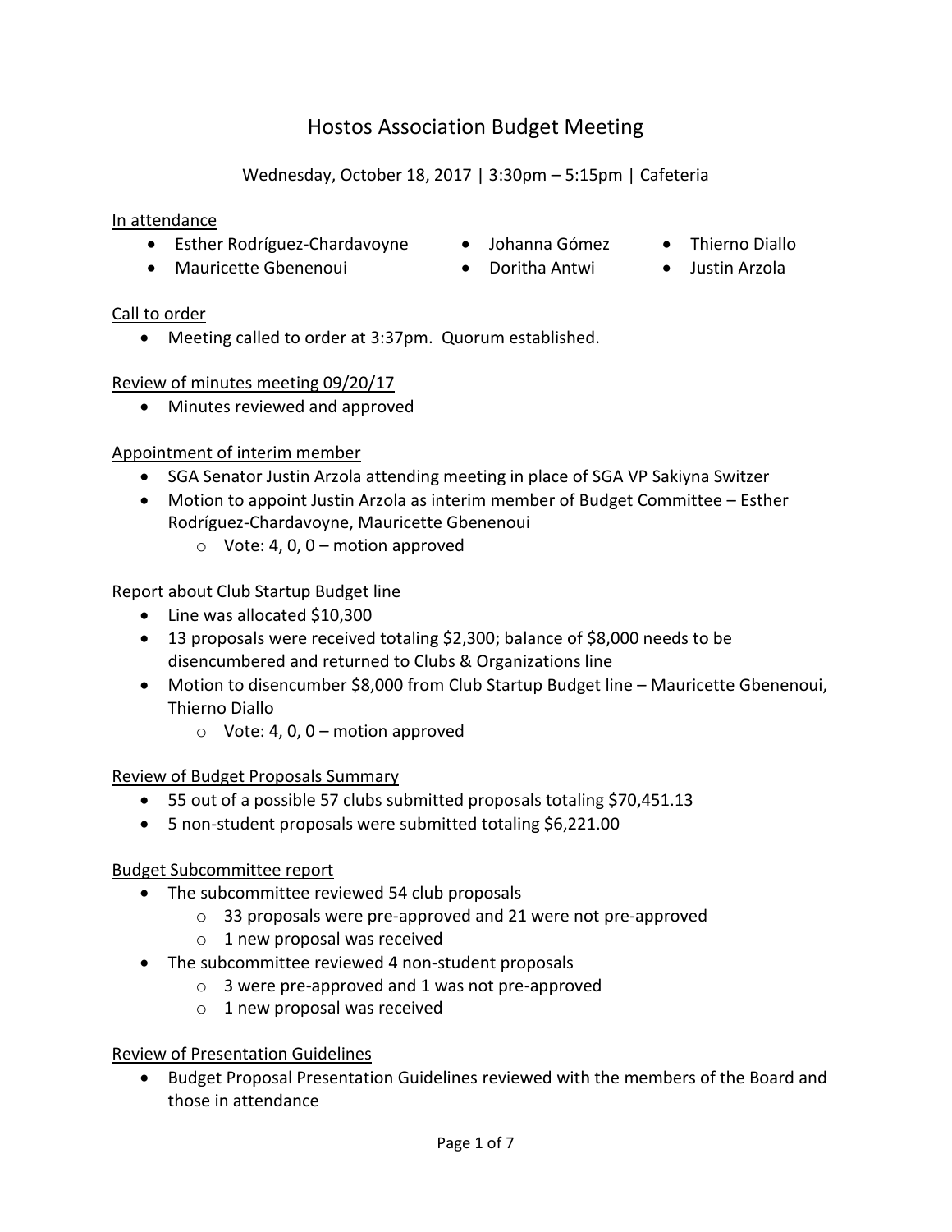# Hostos Association Budget Meeting

Wednesday, October 18, 2017 | 3:30pm – 5:15pm | Cafeteria

<u>In attendance</u>

- Esther Rodríguez-Chardavoyne
- Mauricette Gbenenoui
- Johanna Gómez
- Doritha Antwi
- Thierno Diallo
- Justin Arzola

<u>Call to order</u>

- Meeting called to order at 3:37pm. Quorum established.

<u>Review of minutes meeting 09/20/17</u>

- Minutes reviewed and approved

<u>Appointment of interim member</u>

- SGA Senator Justin Arzola attending meeting in place of SGA VP Sakiyna Switzer
- Motion to appoint Justin Arzola as interim member of Budget Committee – Esther Rodríguez-Chardavoyne, Mauricette Gbenenoui
  - Vote: 4, 0, 0 – motion approved

<u>Report about Club Startup Budget line</u>

- Line was allocated $10,300
- 13 proposals were received totaling $2,300; balance of $8,000 needs to be disencumbered and returned to Clubs & Organizations line
- Motion to disencumber $8,000 from Club Startup Budget line – Mauricette Gbenenoui, Thierno Diallo
  - Vote: 4, 0, 0 – motion approved

<u>Review of Budget Proposals Summary</u>

- 55 out of a possible 57 clubs submitted proposals totaling $70,451.13
- 5 non-student proposals were submitted totaling $6,221.00

<u>Budget Subcommittee report</u>

- The subcommittee reviewed 54 club proposals
  - 33 proposals were pre-approved and 21 were not pre-approved
  - 1 new proposal was received
- The subcommittee reviewed 4 non-student proposals
  - 3 were pre-approved and 1 was not pre-approved
  - 1 new proposal was received

<u>Review of Presentation Guidelines</u>

- Budget Proposal Presentation Guidelines reviewed with the members of the Board and those in attendance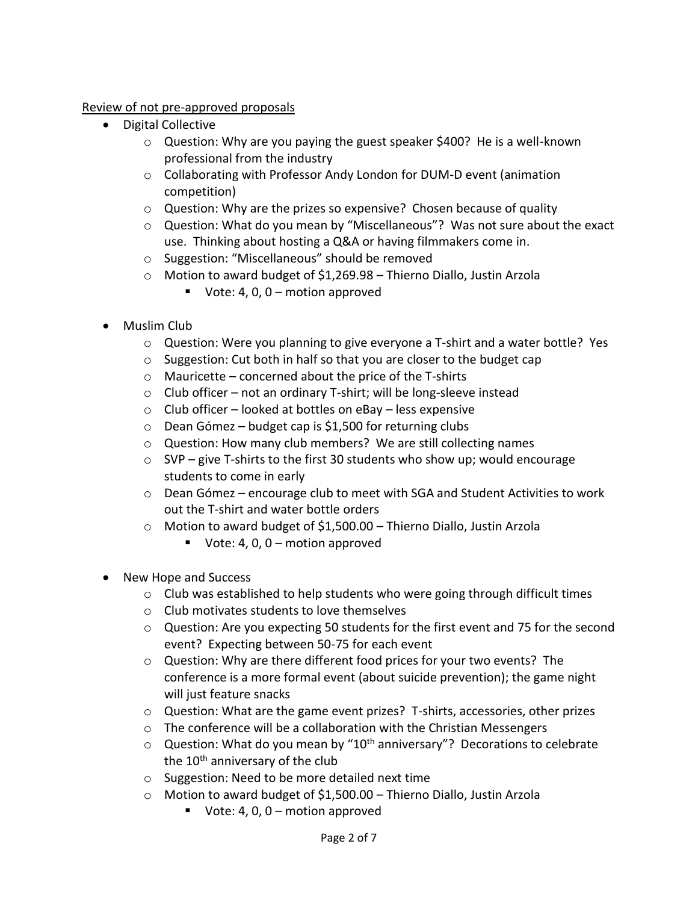<u>Review of not pre-approved proposals</u>

- Digital Collective
  - Question: Why are you paying the guest speaker $400? He is a well-known professional from the industry
  - Collaborating with Professor Andy London for DUM-D event (animation competition)
  - Question: Why are the prizes so expensive? Chosen because of quality
  - Question: What do you mean by "Miscellaneous"? Was not sure about the exact use. Thinking about hosting a Q&A or having filmmakers come in.
  - Suggestion: "Miscellaneous" should be removed
  - Motion to award budget of $1,269.98 – Thierno Diallo, Justin Arzola
    - Vote: 4, 0, 0 – motion approved

- Muslim Club
  - Question: Were you planning to give everyone a T-shirt and a water bottle? Yes
  - Suggestion: Cut both in half so that you are closer to the budget cap
  - Mauricette – concerned about the price of the T-shirts
  - Club officer – not an ordinary T-shirt; will be long-sleeve instead
  - Club officer – looked at bottles on eBay – less expensive
  - Dean Gómez – budget cap is $1,500 for returning clubs
  - Question: How many club members? We are still collecting names
  - SVP – give T-shirts to the first 30 students who show up; would encourage students to come in early
  - Dean Gómez – encourage club to meet with SGA and Student Activities to work out the T-shirt and water bottle orders
  - Motion to award budget of $1,500.00 – Thierno Diallo, Justin Arzola
    - Vote: 4, 0, 0 – motion approved

- New Hope and Success
  - Club was established to help students who were going through difficult times
  - Club motivates students to love themselves
  - Question: Are you expecting 50 students for the first event and 75 for the second event? Expecting between 50-75 for each event
  - Question: Why are there different food prices for your two events? The conference is a more formal event (about suicide prevention); the game night will just feature snacks
  - Question: What are the game event prizes? T-shirts, accessories, other prizes
  - The conference will be a collaboration with the Christian Messengers
  - Question: What do you mean by "10th anniversary"? Decorations to celebrate the 10th anniversary of the club
  - Suggestion: Need to be more detailed next time
  - Motion to award budget of $1,500.00 – Thierno Diallo, Justin Arzola
    - Vote: 4, 0, 0 – motion approved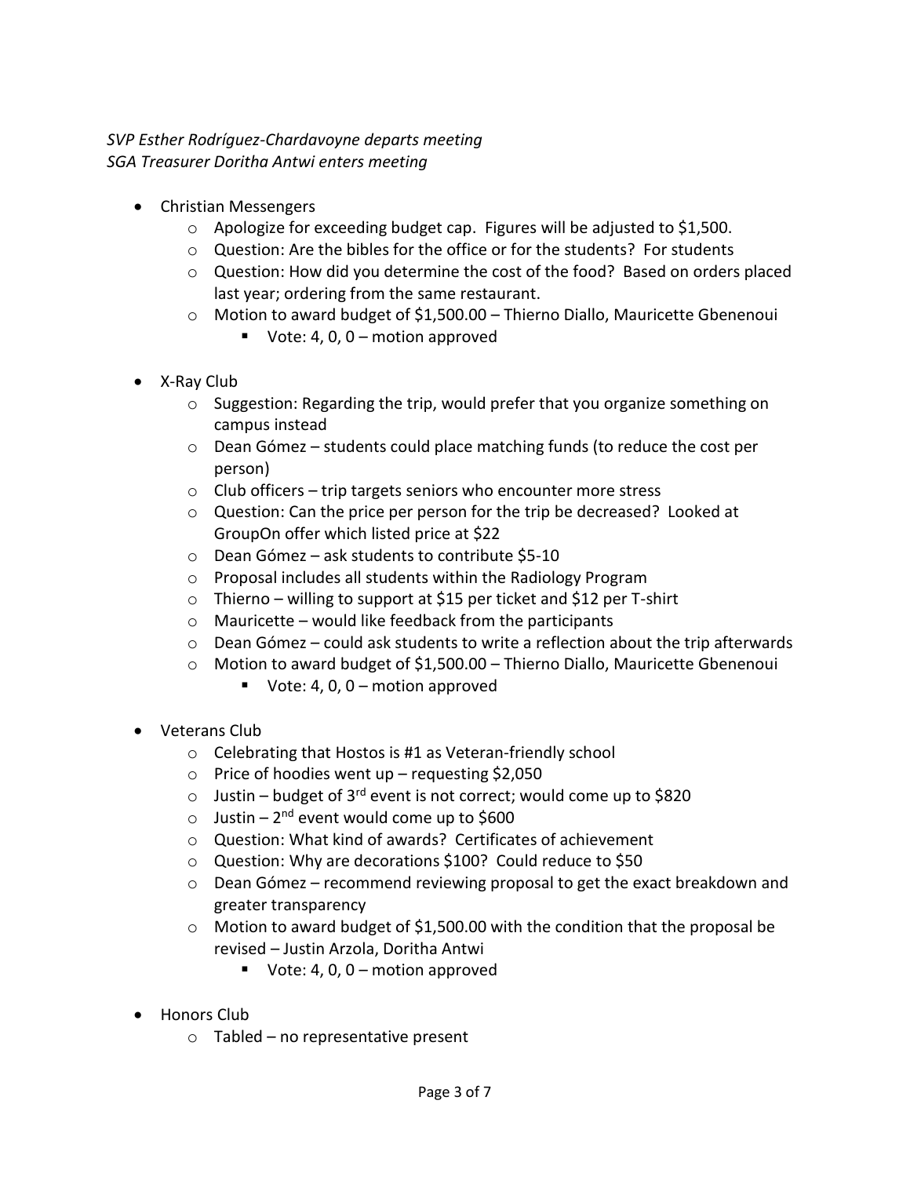*SVP Esther Rodríguez-Chardavoyne departs meeting*
*SGA Treasurer Doritha Antwi enters meeting*

- Christian Messengers
  - Apologize for exceeding budget cap. Figures will be adjusted to $1,500.
  - Question: Are the bibles for the office or for the students? For students
  - Question: How did you determine the cost of the food? Based on orders placed last year; ordering from the same restaurant.
  - Motion to award budget of $1,500.00 – Thierno Diallo, Mauricette Gbenenoui
    - Vote: 4, 0, 0 – motion approved

- X-Ray Club
  - Suggestion: Regarding the trip, would prefer that you organize something on campus instead
  - Dean Gómez – students could place matching funds (to reduce the cost per person)
  - Club officers – trip targets seniors who encounter more stress
  - Question: Can the price per person for the trip be decreased? Looked at GroupOn offer which listed price at $22
  - Dean Gómez – ask students to contribute $5-10
  - Proposal includes all students within the Radiology Program
  - Thierno – willing to support at $15 per ticket and $12 per T-shirt
  - Mauricette – would like feedback from the participants
  - Dean Gómez – could ask students to write a reflection about the trip afterwards
  - Motion to award budget of $1,500.00 – Thierno Diallo, Mauricette Gbenenoui
    - Vote: 4, 0, 0 – motion approved

- Veterans Club
  - Celebrating that Hostos is #1 as Veteran-friendly school
  - Price of hoodies went up – requesting $2,050
  - Justin – budget of 3rd event is not correct; would come up to $820
  - Justin – 2nd event would come up to $600
  - Question: What kind of awards? Certificates of achievement
  - Question: Why are decorations $100? Could reduce to $50
  - Dean Gómez – recommend reviewing proposal to get the exact breakdown and greater transparency
  - Motion to award budget of $1,500.00 with the condition that the proposal be revised – Justin Arzola, Doritha Antwi
    - Vote: 4, 0, 0 – motion approved

- Honors Club
  - Tabled – no representative present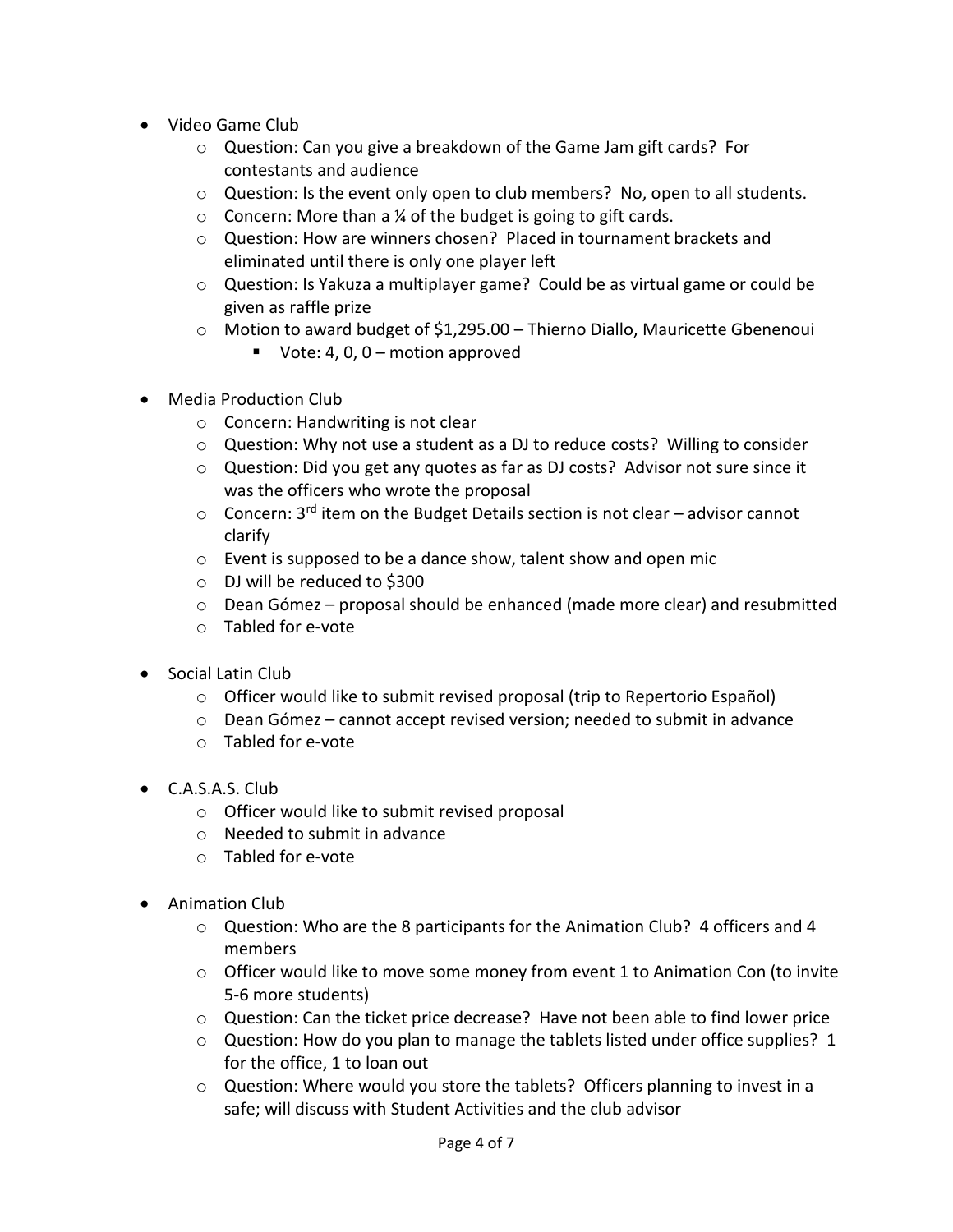- Video Game Club
  - Question: Can you give a breakdown of the Game Jam gift cards? For contestants and audience
  - Question: Is the event only open to club members? No, open to all students.
  - Concern: More than a ¼ of the budget is going to gift cards.
  - Question: How are winners chosen? Placed in tournament brackets and eliminated until there is only one player left
  - Question: Is Yakuza a multiplayer game? Could be as virtual game or could be given as raffle prize
  - Motion to award budget of $1,295.00 – Thierno Diallo, Mauricette Gbenenoui
    - Vote: 4, 0, 0 – motion approved

- Media Production Club
  - Concern: Handwriting is not clear
  - Question: Why not use a student as a DJ to reduce costs? Willing to consider
  - Question: Did you get any quotes as far as DJ costs? Advisor not sure since it was the officers who wrote the proposal
  - Concern: 3rd item on the Budget Details section is not clear – advisor cannot clarify
  - Event is supposed to be a dance show, talent show and open mic
  - DJ will be reduced to $300
  - Dean Gómez – proposal should be enhanced (made more clear) and resubmitted
  - Tabled for e-vote

- Social Latin Club
  - Officer would like to submit revised proposal (trip to Repertorio Español)
  - Dean Gómez – cannot accept revised version; needed to submit in advance
  - Tabled for e-vote

- C.A.S.A.S. Club
  - Officer would like to submit revised proposal
  - Needed to submit in advance
  - Tabled for e-vote

- Animation Club
  - Question: Who are the 8 participants for the Animation Club? 4 officers and 4 members
  - Officer would like to move some money from event 1 to Animation Con (to invite 5-6 more students)
  - Question: Can the ticket price decrease? Have not been able to find lower price
  - Question: How do you plan to manage the tablets listed under office supplies? 1 for the office, 1 to loan out
  - Question: Where would you store the tablets? Officers planning to invest in a safe; will discuss with Student Activities and the club advisor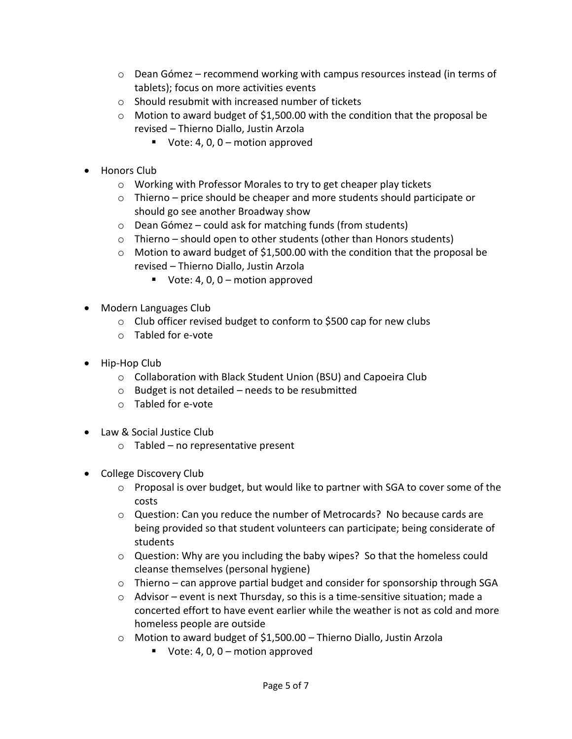- Dean Gómez – recommend working with campus resources instead (in terms of tablets); focus on more activities events
  - Should resubmit with increased number of tickets
  - Motion to award budget of $1,500.00 with the condition that the proposal be revised – Thierno Diallo, Justin Arzola
    - Vote: 4, 0, 0 – motion approved

- Honors Club
  - Working with Professor Morales to try to get cheaper play tickets
  - Thierno – price should be cheaper and more students should participate or should go see another Broadway show
  - Dean Gómez – could ask for matching funds (from students)
  - Thierno – should open to other students (other than Honors students)
  - Motion to award budget of $1,500.00 with the condition that the proposal be revised – Thierno Diallo, Justin Arzola
    - Vote: 4, 0, 0 – motion approved

- Modern Languages Club
  - Club officer revised budget to conform to $500 cap for new clubs
  - Tabled for e-vote

- Hip-Hop Club
  - Collaboration with Black Student Union (BSU) and Capoeira Club
  - Budget is not detailed – needs to be resubmitted
  - Tabled for e-vote

- Law & Social Justice Club
  - Tabled – no representative present

- College Discovery Club
  - Proposal is over budget, but would like to partner with SGA to cover some of the costs
  - Question: Can you reduce the number of Metrocards? No because cards are being provided so that student volunteers can participate; being considerate of students
  - Question: Why are you including the baby wipes? So that the homeless could cleanse themselves (personal hygiene)
  - Thierno – can approve partial budget and consider for sponsorship through SGA
  - Advisor – event is next Thursday, so this is a time-sensitive situation; made a concerted effort to have event earlier while the weather is not as cold and more homeless people are outside
  - Motion to award budget of $1,500.00 – Thierno Diallo, Justin Arzola
    - Vote: 4, 0, 0 – motion approved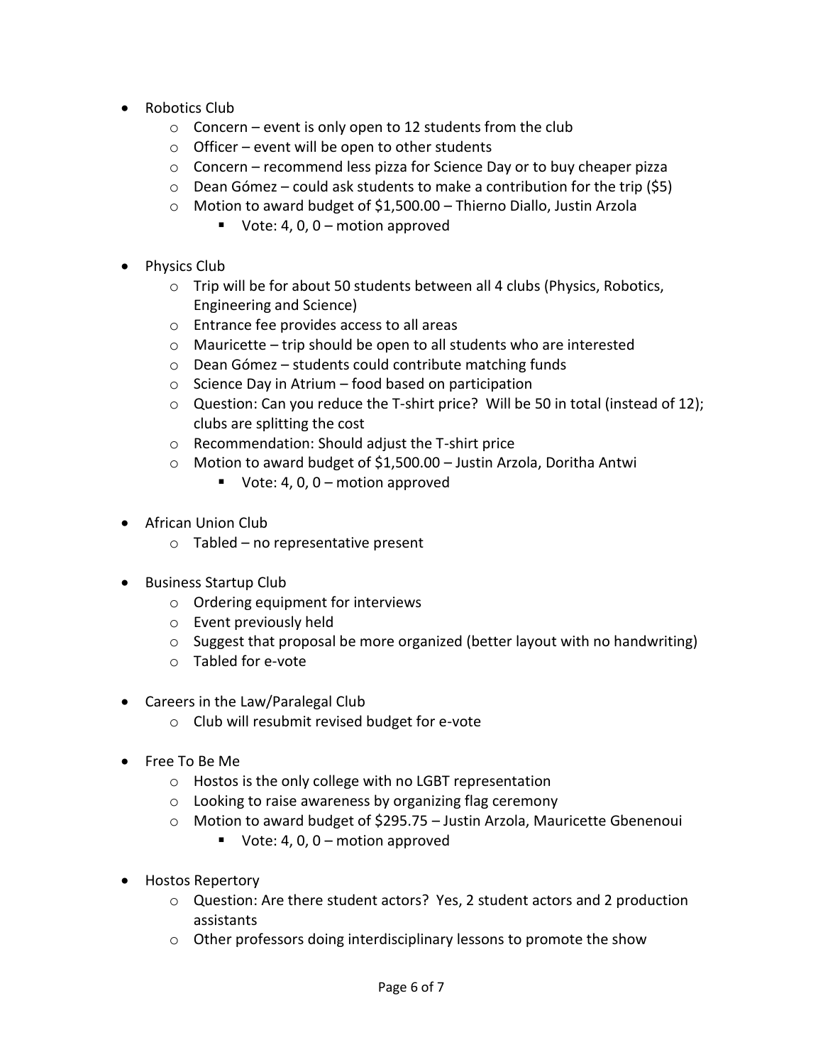- Robotics Club
  - Concern – event is only open to 12 students from the club
  - Officer – event will be open to other students
  - Concern – recommend less pizza for Science Day or to buy cheaper pizza
  - Dean Gómez – could ask students to make a contribution for the trip ($5)
  - Motion to award budget of $1,500.00 – Thierno Diallo, Justin Arzola
    - Vote: 4, 0, 0 – motion approved

- Physics Club
  - Trip will be for about 50 students between all 4 clubs (Physics, Robotics, Engineering and Science)
  - Entrance fee provides access to all areas
  - Mauricette – trip should be open to all students who are interested
  - Dean Gómez – students could contribute matching funds
  - Science Day in Atrium – food based on participation
  - Question: Can you reduce the T-shirt price? Will be 50 in total (instead of 12); clubs are splitting the cost
  - Recommendation: Should adjust the T-shirt price
  - Motion to award budget of $1,500.00 – Justin Arzola, Doritha Antwi
    - Vote: 4, 0, 0 – motion approved

- African Union Club
  - Tabled – no representative present

- Business Startup Club
  - Ordering equipment for interviews
  - Event previously held
  - Suggest that proposal be more organized (better layout with no handwriting)
  - Tabled for e-vote

- Careers in the Law/Paralegal Club
  - Club will resubmit revised budget for e-vote

- Free To Be Me
  - Hostos is the only college with no LGBT representation
  - Looking to raise awareness by organizing flag ceremony
  - Motion to award budget of $295.75 – Justin Arzola, Mauricette Gbenenoui
    - Vote: 4, 0, 0 – motion approved

- Hostos Repertory
  - Question: Are there student actors? Yes, 2 student actors and 2 production assistants
  - Other professors doing interdisciplinary lessons to promote the show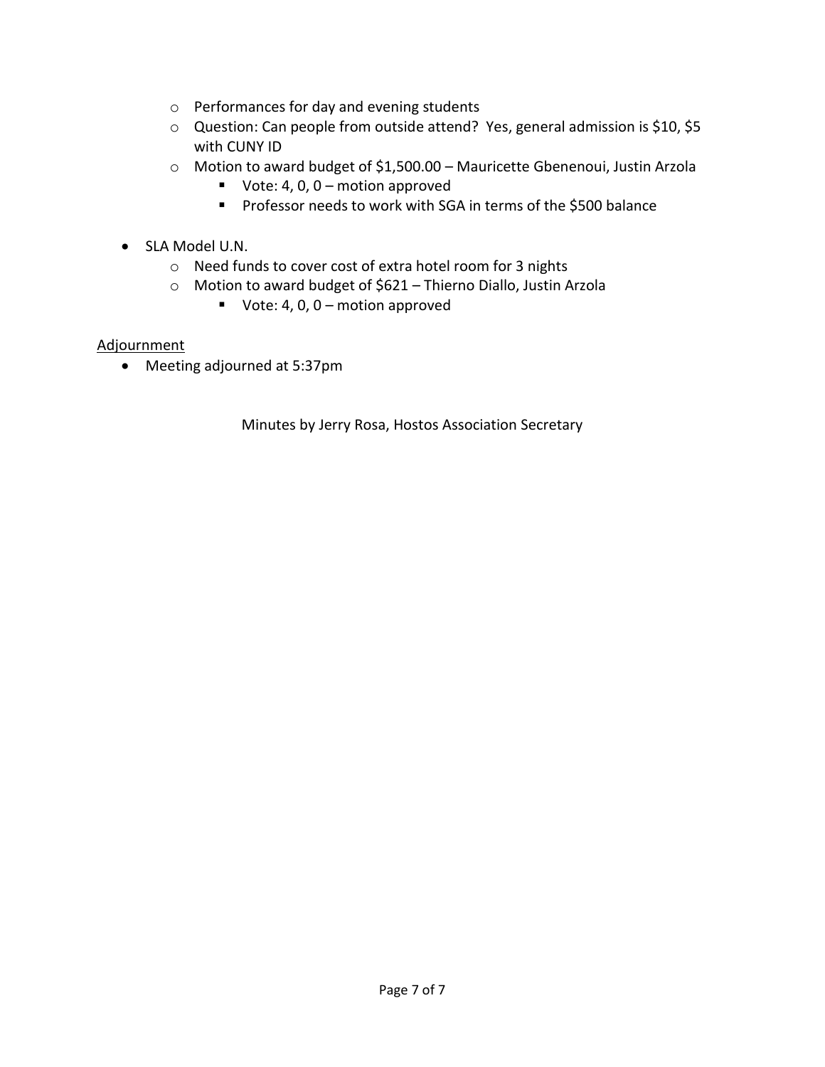- Performances for day and evening students
    - Question: Can people from outside attend? Yes, general admission is $10, $5 with CUNY ID
    - Motion to award budget of $1,500.00 – Mauricette Gbenenoui, Justin Arzola
        - Vote: 4, 0, 0 – motion approved
        - Professor needs to work with SGA in terms of the $500 balance

- SLA Model U.N.
    - Need funds to cover cost of extra hotel room for 3 nights
    - Motion to award budget of $621 – Thierno Diallo, Justin Arzola
        - Vote: 4, 0, 0 – motion approved

<u>Adjournment</u>

- Meeting adjourned at 5:37pm

Minutes by Jerry Rosa, Hostos Association Secretary